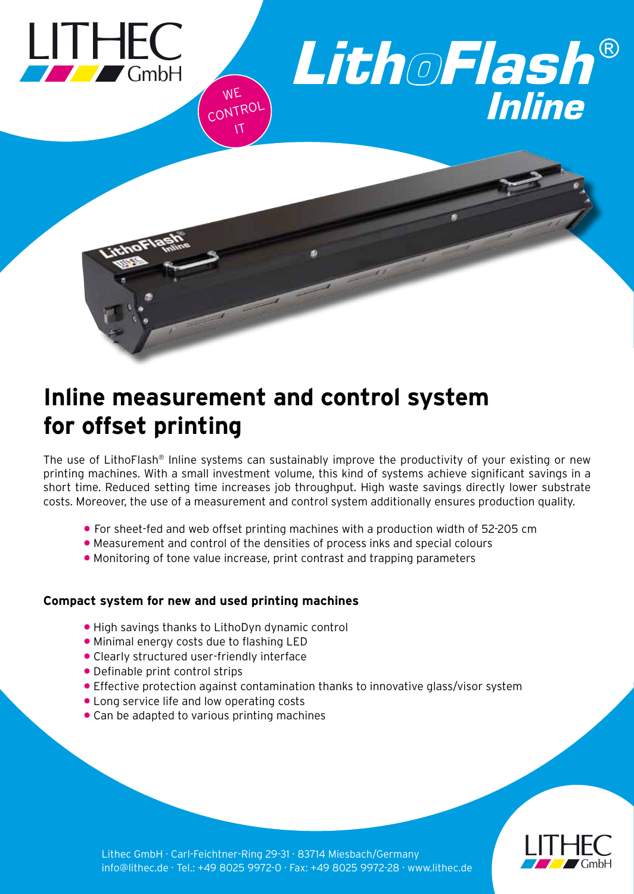LITHEC GmbH

WE CONTROL IT

# LithoFlash® Inline

## Inline measurement and control system for offset printing

The use of LithoFlash® Inline systems can sustainably improve the productivity of your existing or new printing machines. With a small investment volume, this kind of systems achieve significant savings in a short time. Reduced setting time increases job throughput. High waste savings directly lower substrate costs. Moreover, the use of a measurement and control system additionally ensures production quality.

- For sheet-fed and web offset printing machines with a production width of 52-205 cm
- Measurement and control of the densities of process inks and special colours
- Monitoring of tone value increase, print contrast and trapping parameters

### Compact system for new and used printing machines

- High savings thanks to LithoDyn dynamic control
- Minimal energy costs due to flashing LED
- Clearly structured user-friendly interface
- Definable print control strips
- Effective protection against contamination thanks to innovative glass/visor system
- Long service life and low operating costs
- Can be adapted to various printing machines

Lithec GmbH · Carl-Feichtner-Ring 29-31 · 83714 Miesbach/Germany
info@lithec.de · Tel.: +49 8025 9972-0 · Fax: +49 8025 9972-28 · www.lithec.de

LITHEC GmbH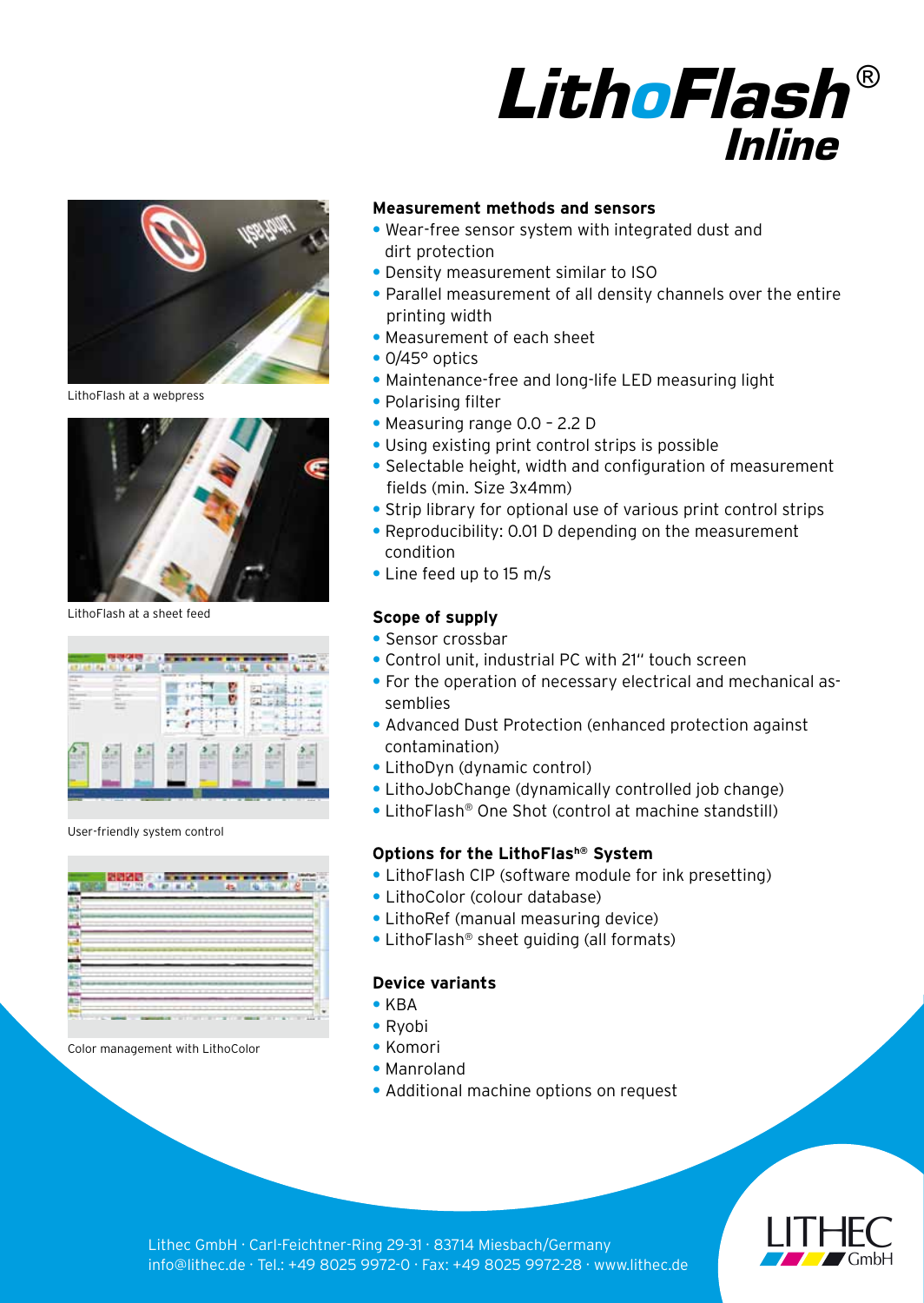# LithoFlash® Inline

LithoFlash at a webpress

LithoFlash at a sheet feed

User-friendly system control

Color management with LithoColor

## Measurement methods and sensors

- Wear-free sensor system with integrated dust and dirt protection
- Density measurement similar to ISO
- Parallel measurement of all density channels over the entire printing width
- Measurement of each sheet
- 0/45° optics
- Maintenance-free and long-life LED measuring light
- Polarising filter
- Measuring range 0.0 – 2.2 D
- Using existing print control strips is possible
- Selectable height, width and configuration of measurement fields (min. Size 3x4mm)
- Strip library for optional use of various print control strips
- Reproducibility: 0.01 D depending on the measurement condition
- Line feed up to 15 m/s

## Scope of supply

- Sensor crossbar
- Control unit, industrial PC with 21" touch screen
- For the operation of necessary electrical and mechanical assemblies
- Advanced Dust Protection (enhanced protection against contamination)
- LithoDyn (dynamic control)
- LithoJobChange (dynamically controlled job change)
- LithoFlash® One Shot (control at machine standstill)

## Options for the LithoFlash® System

- LithoFlash CIP (software module for ink presetting)
- LithoColor (colour database)
- LithoRef (manual measuring device)
- LithoFlash® sheet guiding (all formats)

## Device variants

- KBA
- Ryobi
- Komori
- Manroland
- Additional machine options on request

Lithec GmbH · Carl-Feichtner-Ring 29-31 · 83714 Miesbach/Germany
info@lithec.de · Tel.: +49 8025 9972-0 · Fax: +49 8025 9972-28 · www.lithec.de

LITHEC GmbH